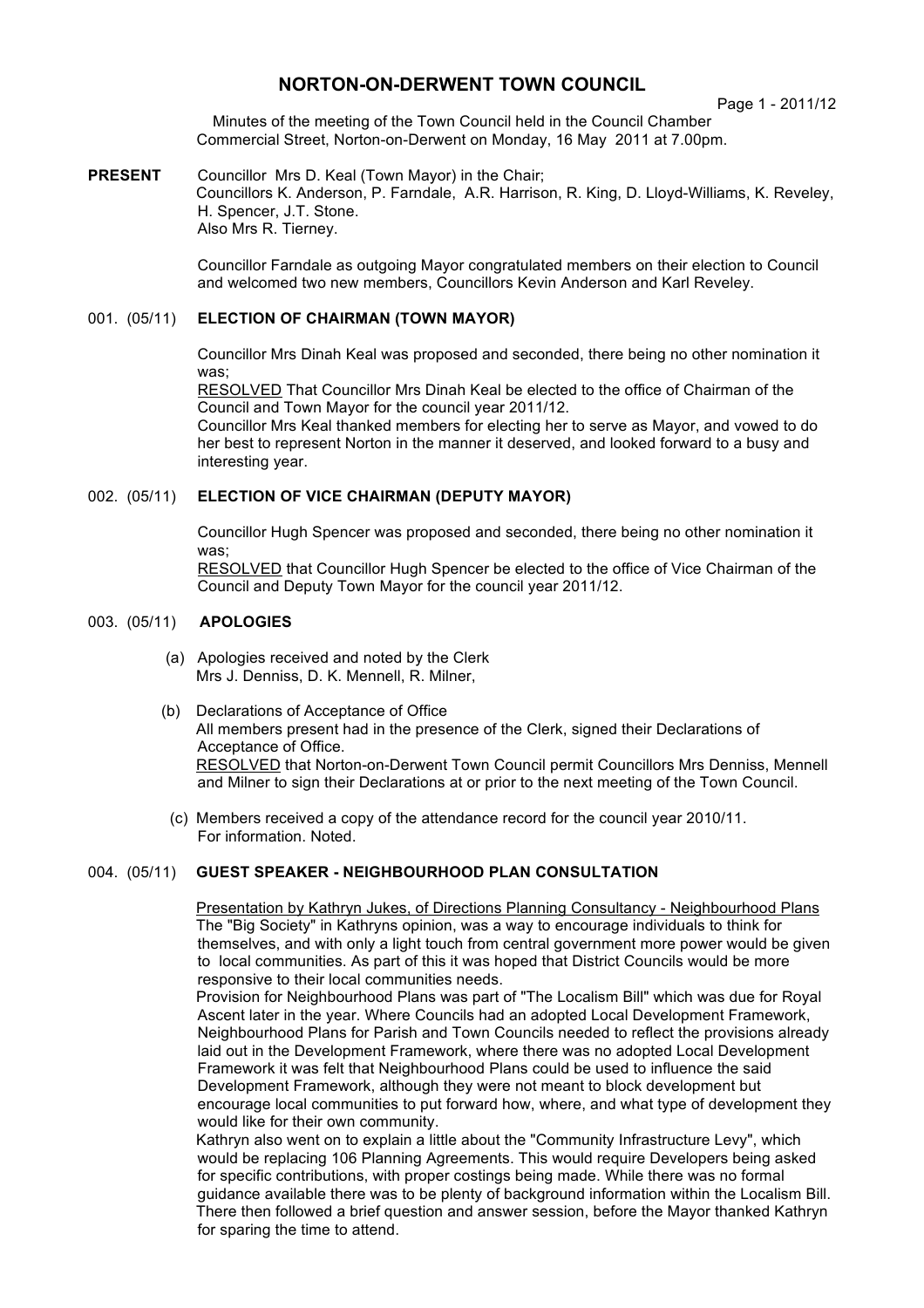# NORTON-ON-DERWENT TOWN COUNCIL

Minutes of the meeting of the Town Council held in the Council Chamber Commercial Street, Norton-on-Derwent on Monday, 16 May 2011 at 7.00pm.

**PRESENT** Councillor Mrs D. Keal (Town Mayor) in the Chair;
Councillors K. Anderson, P. Farndale, A.R. Harrison, R. King, D. Lloyd-Williams, K. Reveley, H. Spencer, J.T. Stone.
Also Mrs R. Tierney.

Councillor Farndale as outgoing Mayor congratulated members on their election to Council and welcomed two new members, Councillors Kevin Anderson and Karl Reveley.

## 001. (05/11) ELECTION OF CHAIRMAN (TOWN MAYOR)

Councillor Mrs Dinah Keal was proposed and seconded, there being no other nomination it was;
RESOLVED That Councillor Mrs Dinah Keal be elected to the office of Chairman of the Council and Town Mayor for the council year 2011/12.
Councillor Mrs Keal thanked members for electing her to serve as Mayor, and vowed to do her best to represent Norton in the manner it deserved, and looked forward to a busy and interesting year.

## 002. (05/11) ELECTION OF VICE CHAIRMAN (DEPUTY MAYOR)

Councillor Hugh Spencer was proposed and seconded, there being no other nomination it was;
RESOLVED that Councillor Hugh Spencer be elected to the office of Vice Chairman of the Council and Deputy Town Mayor for the council year 2011/12.

## 003. (05/11) APOLOGIES

(a) Apologies received and noted by the Clerk
Mrs J. Denniss, D. K. Mennell, R. Milner,

(b) Declarations of Acceptance of Office
All members present had in the presence of the Clerk, signed their Declarations of Acceptance of Office.
RESOLVED that Norton-on-Derwent Town Council permit Councillors Mrs Denniss, Mennell and Milner to sign their Declarations at or prior to the next meeting of the Town Council.

(c) Members received a copy of the attendance record for the council year 2010/11.
For information. Noted.

## 004. (05/11) GUEST SPEAKER - NEIGHBOURHOOD PLAN CONSULTATION

Presentation by Kathryn Jukes, of Directions Planning Consultancy - Neighbourhood Plans
The "Big Society" in Kathryns opinion, was a way to encourage individuals to think for themselves, and with only a light touch from central government more power would be given to local communities. As part of this it was hoped that District Councils would be more responsive to their local communities needs.
Provision for Neighbourhood Plans was part of "The Localism Bill" which was due for Royal Ascent later in the year. Where Councils had an adopted Local Development Framework, Neighbourhood Plans for Parish and Town Councils needed to reflect the provisions already laid out in the Development Framework, where there was no adopted Local Development Framework it was felt that Neighbourhood Plans could be used to influence the said Development Framework, although they were not meant to block development but encourage local communities to put forward how, where, and what type of development they would like for their own community.
Kathryn also went on to explain a little about the "Community Infrastructure Levy", which would be replacing 106 Planning Agreements. This would require Developers being asked for specific contributions, with proper costings being made. While there was no formal guidance available there was to be plenty of background information within the Localism Bill.
There then followed a brief question and answer session, before the Mayor thanked Kathryn for sparing the time to attend.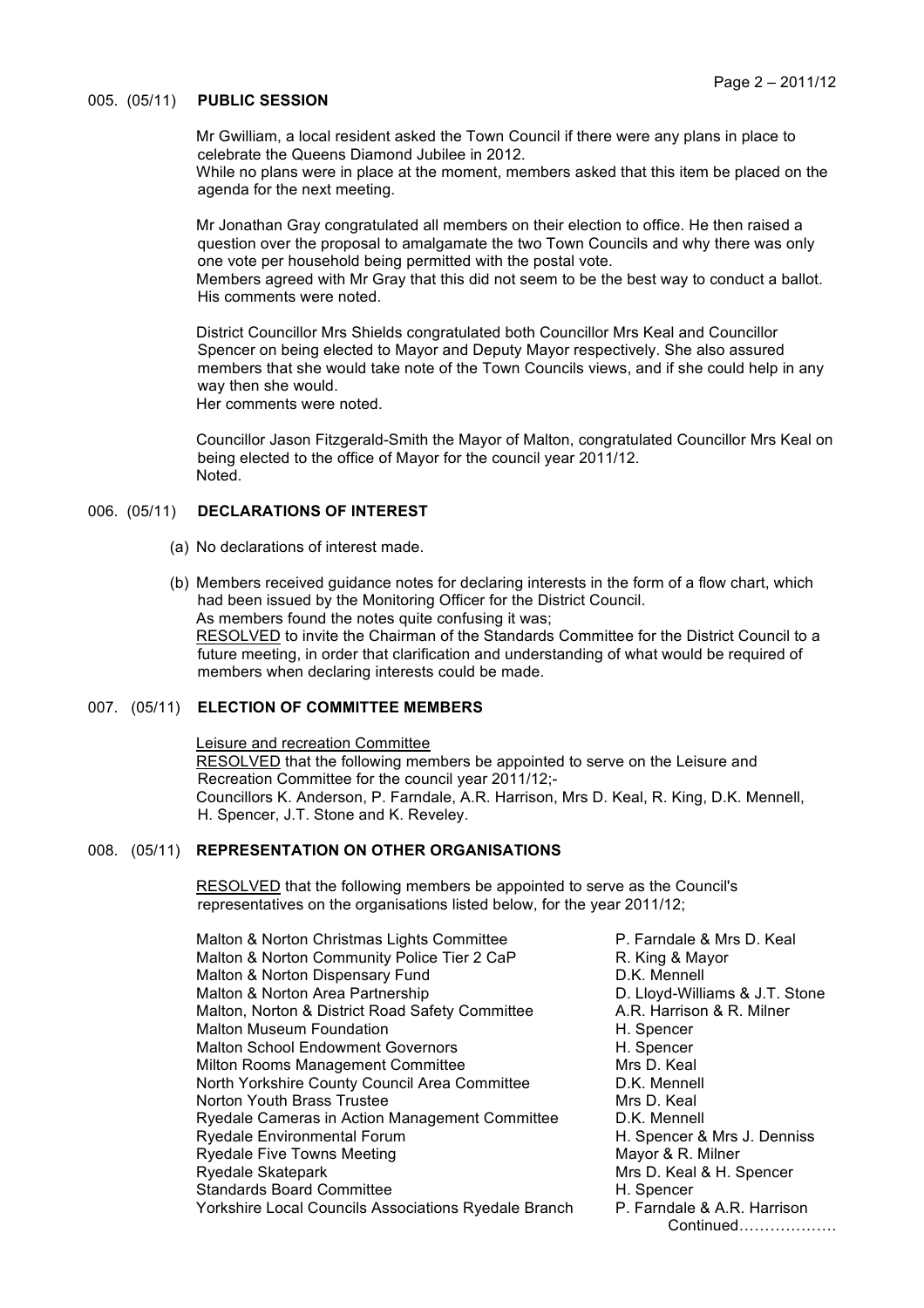## 005. (05/11) PUBLIC SESSION

Mr Gwilliam, a local resident asked the Town Council if there were any plans in place to celebrate the Queens Diamond Jubilee in 2012.
While no plans were in place at the moment, members asked that this item be placed on the agenda for the next meeting.

Mr Jonathan Gray congratulated all members on their election to office. He then raised a question over the proposal to amalgamate the two Town Councils and why there was only one vote per household being permitted with the postal vote.
Members agreed with Mr Gray that this did not seem to be the best way to conduct a ballot. His comments were noted.

District Councillor Mrs Shields congratulated both Councillor Mrs Keal and Councillor Spencer on being elected to Mayor and Deputy Mayor respectively. She also assured members that she would take note of the Town Councils views, and if she could help in any way then she would.
Her comments were noted.

Councillor Jason Fitzgerald-Smith the Mayor of Malton, congratulated Councillor Mrs Keal on being elected to the office of Mayor for the council year 2011/12.
Noted.

## 006. (05/11) DECLARATIONS OF INTEREST

(a) No declarations of interest made.

(b) Members received guidance notes for declaring interests in the form of a flow chart, which had been issued by the Monitoring Officer for the District Council.
As members found the notes quite confusing it was;
RESOLVED to invite the Chairman of the Standards Committee for the District Council to a future meeting, in order that clarification and understanding of what would be required of members when declaring interests could be made.

## 007. (05/11) ELECTION OF COMMITTEE MEMBERS

Leisure and recreation Committee
RESOLVED that the following members be appointed to serve on the Leisure and Recreation Committee for the council year 2011/12;-
Councillors K. Anderson, P. Farndale, A.R. Harrison, Mrs D. Keal, R. King, D.K. Mennell, H. Spencer, J.T. Stone and K. Reveley.

## 008. (05/11) REPRESENTATION ON OTHER ORGANISATIONS

RESOLVED that the following members be appointed to serve as the Council's representatives on the organisations listed below, for the year 2011/12;

| Organisation | Representative(s) |
|---|---|
| Malton & Norton Christmas Lights Committee | P. Farndale & Mrs D. Keal |
| Malton & Norton Community Police Tier 2 CaP | R. King & Mayor |
| Malton & Norton Dispensary Fund | D.K. Mennell |
| Malton & Norton Area Partnership | D. Lloyd-Williams & J.T. Stone |
| Malton, Norton & District Road Safety Committee | A.R. Harrison & R. Milner |
| Malton Museum Foundation | H. Spencer |
| Malton School Endowment Governors | H. Spencer |
| Milton Rooms Management Committee | Mrs D. Keal |
| North Yorkshire County Council Area Committee | D.K. Mennell |
| Norton Youth Brass Trustee | Mrs D. Keal |
| Ryedale Cameras in Action Management Committee | D.K. Mennell |
| Ryedale Environmental Forum | H. Spencer & Mrs J. Denniss |
| Ryedale Five Towns Meeting | Mayor & R. Milner |
| Ryedale Skatepark | Mrs D. Keal & H. Spencer |
| Standards Board Committee | H. Spencer |
| Yorkshire Local Councils Associations Ryedale Branch | P. Farndale & A.R. Harrison |

Continued………………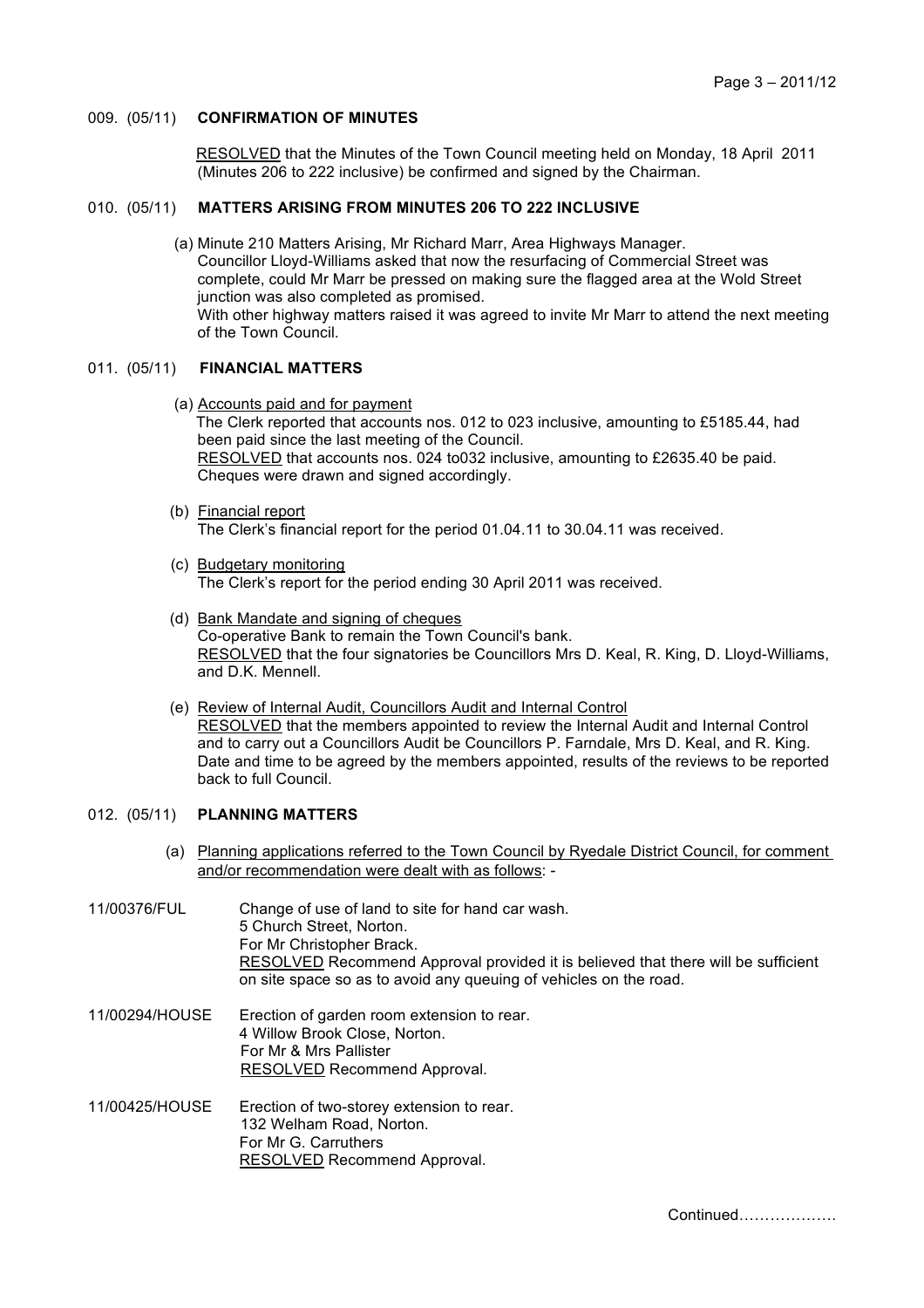## 009. (05/11) **CONFIRMATION OF MINUTES**

RESOLVED that the Minutes of the Town Council meeting held on Monday, 18 April 2011 (Minutes 206 to 222 inclusive) be confirmed and signed by the Chairman.

## 010. (05/11) **MATTERS ARISING FROM MINUTES 206 TO 222 INCLUSIVE**

(a) Minute 210 Matters Arising, Mr Richard Marr, Area Highways Manager.
Councillor Lloyd-Williams asked that now the resurfacing of Commercial Street was complete, could Mr Marr be pressed on making sure the flagged area at the Wold Street junction was also completed as promised.
With other highway matters raised it was agreed to invite Mr Marr to attend the next meeting of the Town Council.

## 011. (05/11) **FINANCIAL MATTERS**

(a) Accounts paid and for payment
The Clerk reported that accounts nos. 012 to 023 inclusive, amounting to £5185.44, had been paid since the last meeting of the Council.
RESOLVED that accounts nos. 024 to032 inclusive, amounting to £2635.40 be paid.
Cheques were drawn and signed accordingly.

(b) Financial report
The Clerk's financial report for the period 01.04.11 to 30.04.11 was received.

(c) Budgetary monitoring
The Clerk's report for the period ending 30 April 2011 was received.

(d) Bank Mandate and signing of cheques
Co-operative Bank to remain the Town Council's bank.
RESOLVED that the four signatories be Councillors Mrs D. Keal, R. King, D. Lloyd-Williams, and D.K. Mennell.

(e) Review of Internal Audit, Councillors Audit and Internal Control
RESOLVED that the members appointed to review the Internal Audit and Internal Control and to carry out a Councillors Audit be Councillors P. Farndale, Mrs D. Keal, and R. King.
Date and time to be agreed by the members appointed, results of the reviews to be reported back to full Council.

## 012. (05/11) **PLANNING MATTERS**

(a) Planning applications referred to the Town Council by Ryedale District Council, for comment and/or recommendation were dealt with as follows: -

11/00376/FUL
Change of use of land to site for hand car wash.
5 Church Street, Norton.
For Mr Christopher Brack.
RESOLVED Recommend Approval provided it is believed that there will be sufficient on site space so as to avoid any queuing of vehicles on the road.

11/00294/HOUSE
Erection of garden room extension to rear.
4 Willow Brook Close, Norton.
For Mr & Mrs Pallister
RESOLVED Recommend Approval.

11/00425/HOUSE
Erection of two-storey extension to rear.
132 Welham Road, Norton.
For Mr G. Carruthers
RESOLVED Recommend Approval.

Continued……………….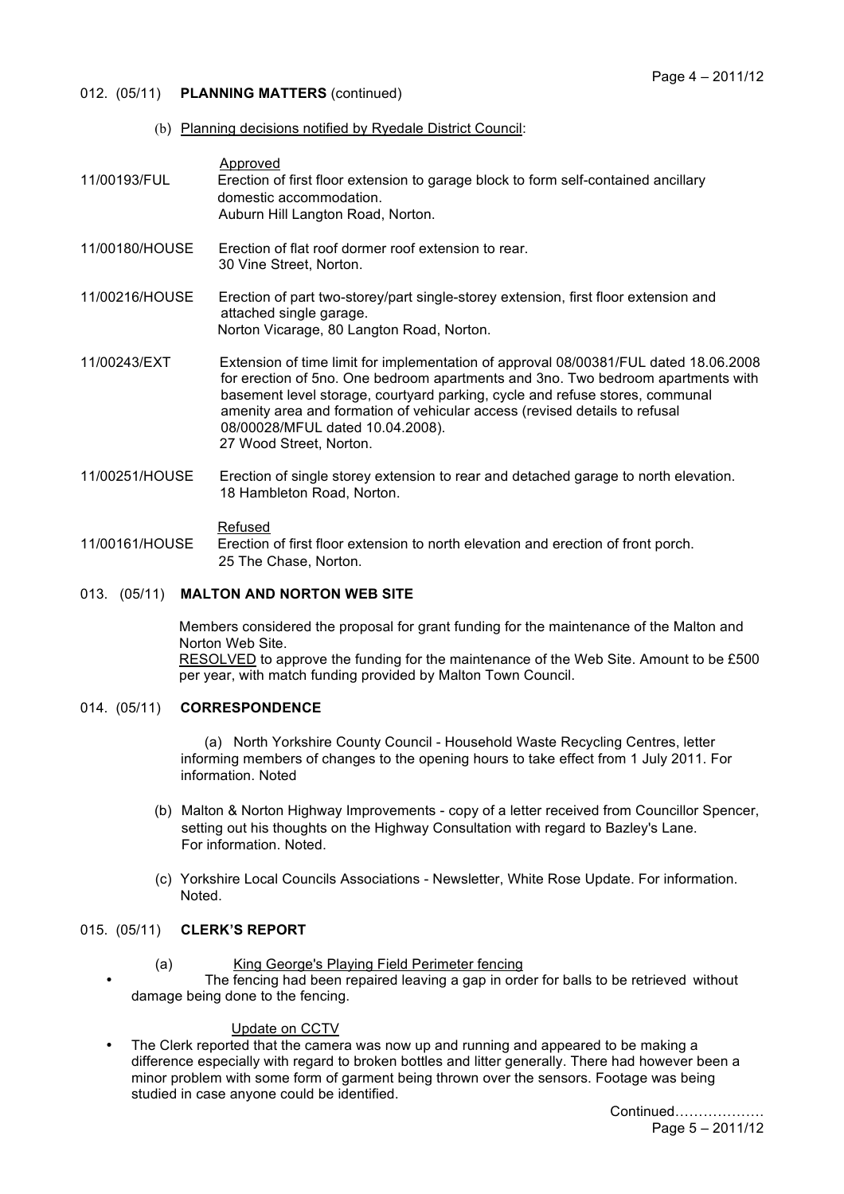012. (05/11) **PLANNING MATTERS** (continued)

(b) Planning decisions notified by Ryedale District Council:

Approved

11/00193/FUL — Erection of first floor extension to garage block to form self-contained ancillary domestic accommodation.
Auburn Hill Langton Road, Norton.

11/00180/HOUSE — Erection of flat roof dormer roof extension to rear.
30 Vine Street, Norton.

11/00216/HOUSE — Erection of part two-storey/part single-storey extension, first floor extension and attached single garage.
Norton Vicarage, 80 Langton Road, Norton.

11/00243/EXT — Extension of time limit for implementation of approval 08/00381/FUL dated 18.06.2008 for erection of 5no. One bedroom apartments and 3no. Two bedroom apartments with basement level storage, courtyard parking, cycle and refuse stores, communal amenity area and formation of vehicular access (revised details to refusal 08/00028/MFUL dated 10.04.2008).
27 Wood Street, Norton.

11/00251/HOUSE — Erection of single storey extension to rear and detached garage to north elevation.
18 Hambleton Road, Norton.

Refused

11/00161/HOUSE — Erection of first floor extension to north elevation and erection of front porch.
25 The Chase, Norton.

013. (05/11) **MALTON AND NORTON WEB SITE**

Members considered the proposal for grant funding for the maintenance of the Malton and Norton Web Site.
RESOLVED to approve the funding for the maintenance of the Web Site. Amount to be £500 per year, with match funding provided by Malton Town Council.

014. (05/11) **CORRESPONDENCE**

(a) North Yorkshire County Council - Household Waste Recycling Centres, letter informing members of changes to the opening hours to take effect from 1 July 2011. For information. Noted

(b) Malton & Norton Highway Improvements - copy of a letter received from Councillor Spencer, setting out his thoughts on the Highway Consultation with regard to Bazley's Lane. For information. Noted.

(c) Yorkshire Local Councils Associations - Newsletter, White Rose Update. For information. Noted.

015. (05/11) **CLERK'S REPORT**

(a) King George's Playing Field Perimeter fencing

- The fencing had been repaired leaving a gap in order for balls to be retrieved without damage being done to the fencing.

Update on CCTV

- The Clerk reported that the camera was now up and running and appeared to be making a difference especially with regard to broken bottles and litter generally. There had however been a minor problem with some form of garment being thrown over the sensors. Footage was being studied in case anyone could be identified.

Continued……………….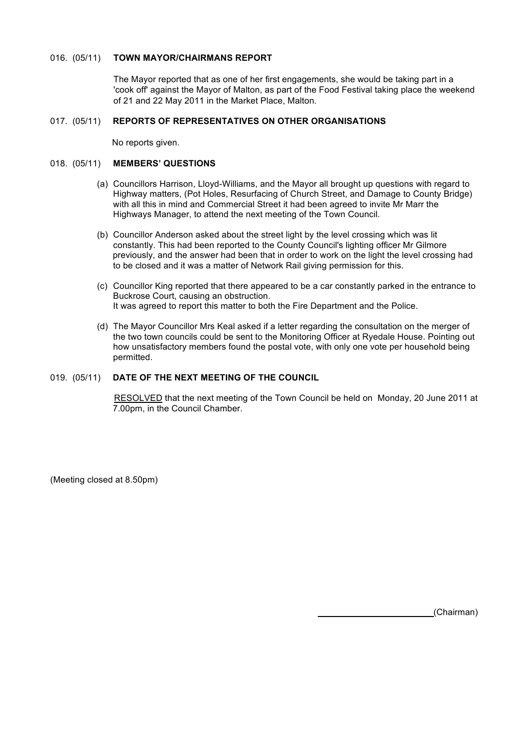### 016. (05/11) **TOWN MAYOR/CHAIRMANS REPORT**

The Mayor reported that as one of her first engagements, she would be taking part in a 'cook off' against the Mayor of Malton, as part of the Food Festival taking place the weekend of 21 and 22 May 2011 in the Market Place, Malton.

### 017. (05/11) **REPORTS OF REPRESENTATIVES ON OTHER ORGANISATIONS**

No reports given.

### 018. (05/11) **MEMBERS' QUESTIONS**

(a) Councillors Harrison, Lloyd-Williams, and the Mayor all brought up questions with regard to Highway matters, (Pot Holes, Resurfacing of Church Street, and Damage to County Bridge) with all this in mind and Commercial Street it had been agreed to invite Mr Marr the Highways Manager, to attend the next meeting of the Town Council.

(b) Councillor Anderson asked about the street light by the level crossing which was lit constantly. This had been reported to the County Council's lighting officer Mr Gilmore previously, and the answer had been that in order to work on the light the level crossing had to be closed and it was a matter of Network Rail giving permission for this.

(c) Councillor King reported that there appeared to be a car constantly parked in the entrance to Buckrose Court, causing an obstruction.
It was agreed to report this matter to both the Fire Department and the Police.

(d) The Mayor Councillor Mrs Keal asked if a letter regarding the consultation on the merger of the two town councils could be sent to the Monitoring Officer at Ryedale House. Pointing out how unsatisfactory members found the postal vote, with only one vote per household being permitted.

### 019. (05/11) **DATE OF THE NEXT MEETING OF THE COUNCIL**

RESOLVED that the next meeting of the Town Council be held on Monday, 20 June 2011 at 7.00pm, in the Council Chamber.

(Meeting closed at 8.50pm)

\_\_\_\_\_\_\_\_\_\_\_\_\_\_\_\_\_\_\_\_\_\_\_\_(Chairman)